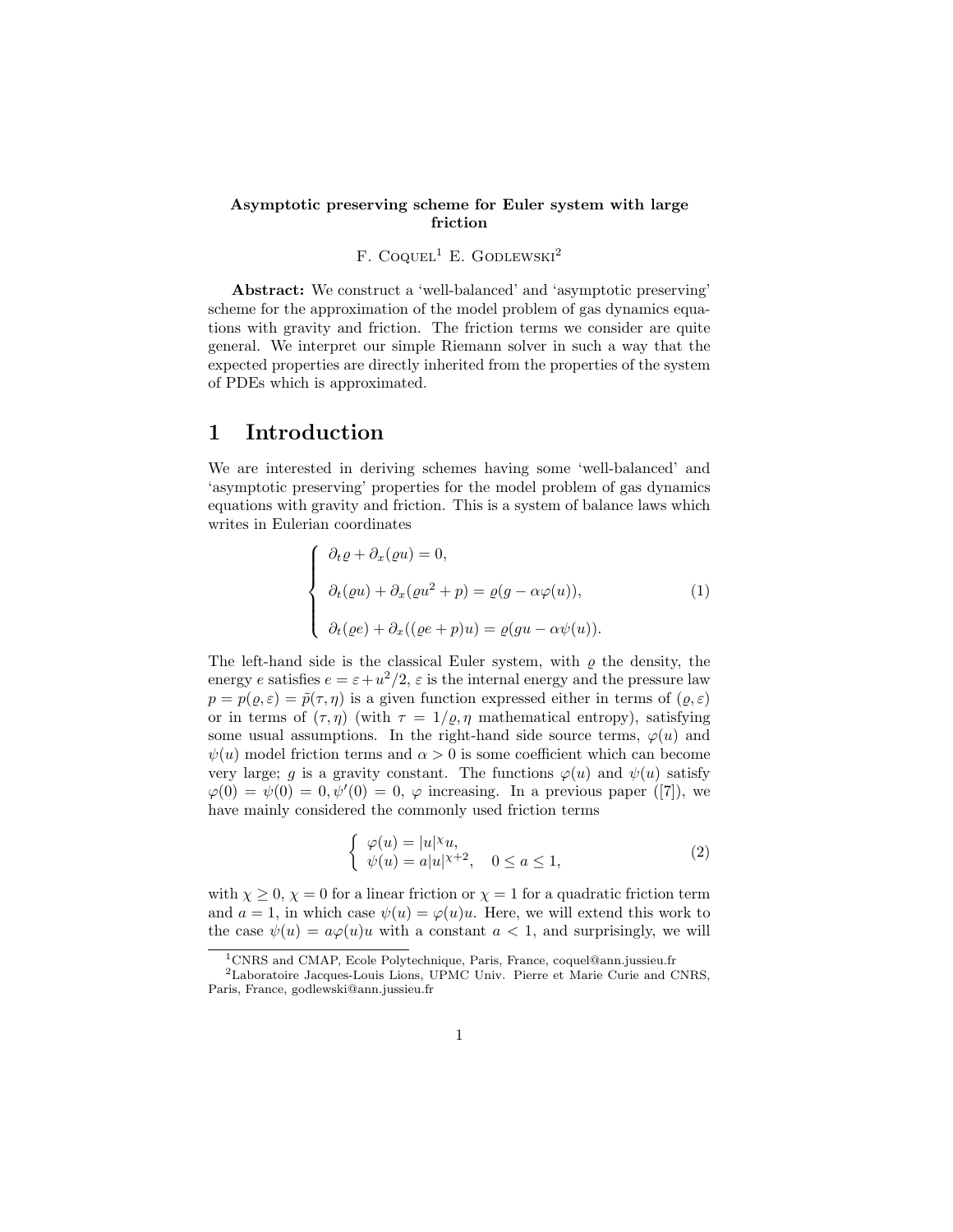**Asymptotic preserving scheme for Euler system with large friction**

F. Coquel[1] E. Godlewski[2]

**Abstract:** We construct a 'well-balanced' and 'asymptotic preserving' scheme for the approximation of the model problem of gas dynamics equations with gravity and friction. The friction terms we consider are quite general. We interpret our simple Riemann solver in such a way that the expected properties are directly inherited from the properties of the system of PDEs which is approximated.

# 1 Introduction

We are interested in deriving schemes having some 'well-balanced' and 'asymptotic preserving' properties for the model problem of gas dynamics equations with gravity and friction. This is a system of balance laws which writes in Eulerian coordinates

$$
\left\{
\begin{array}{l}
\partial_t \varrho + \partial_x(\varrho u) = 0, \\[2ex]
\partial_t(\varrho u) + \partial_x(\varrho u^2 + p) = \varrho(g - \alpha\varphi(u)), \\[2ex]
\partial_t(\varrho e) + \partial_x((\varrho e + p)u) = \varrho(gu - \alpha\psi(u)).
\end{array}
\right.
\tag{1}
$$

The left-hand side is the classical Euler system, with $\varrho$ the density, the energy $e$ satisfies $e = \varepsilon + u^2/2$, $\varepsilon$ is the internal energy and the pressure law $p = p(\varrho, \varepsilon) = \tilde{p}(\tau, \eta)$ is a given function expressed either in terms of $(\varrho, \varepsilon)$ or in terms of $(\tau, \eta)$ (with $\tau = 1/\varrho, \eta$ mathematical entropy), satisfying some usual assumptions. In the right-hand side source terms, $\varphi(u)$ and $\psi(u)$ model friction terms and $\alpha > 0$ is some coefficient which can become very large; $g$ is a gravity constant. The functions $\varphi(u)$ and $\psi(u)$ satisfy $\varphi(0) = \psi(0) = 0, \psi'(0) = 0$, $\varphi$ increasing. In a previous paper ([7]), we have mainly considered the commonly used friction terms

$$
\left\{
\begin{array}{l}
\varphi(u) = |u|^{\chi} u, \\
\psi(u) = a|u|^{\chi+2}, \quad 0 \leq a \leq 1,
\end{array}
\right.
\tag{2}
$$

with $\chi \geq 0$, $\chi = 0$ for a linear friction or $\chi = 1$ for a quadratic friction term and $a = 1$, in which case $\psi(u) = \varphi(u)u$. Here, we will extend this work to the case $\psi(u) = a\varphi(u)u$ with a constant $a < 1$, and surprisingly, we will

---

[1] CNRS and CMAP, Ecole Polytechnique, Paris, France, coquel@ann.jussieu.fr

[2] Laboratoire Jacques-Louis Lions, UPMC Univ. Pierre et Marie Curie and CNRS, Paris, France, godlewski@ann.jussieu.fr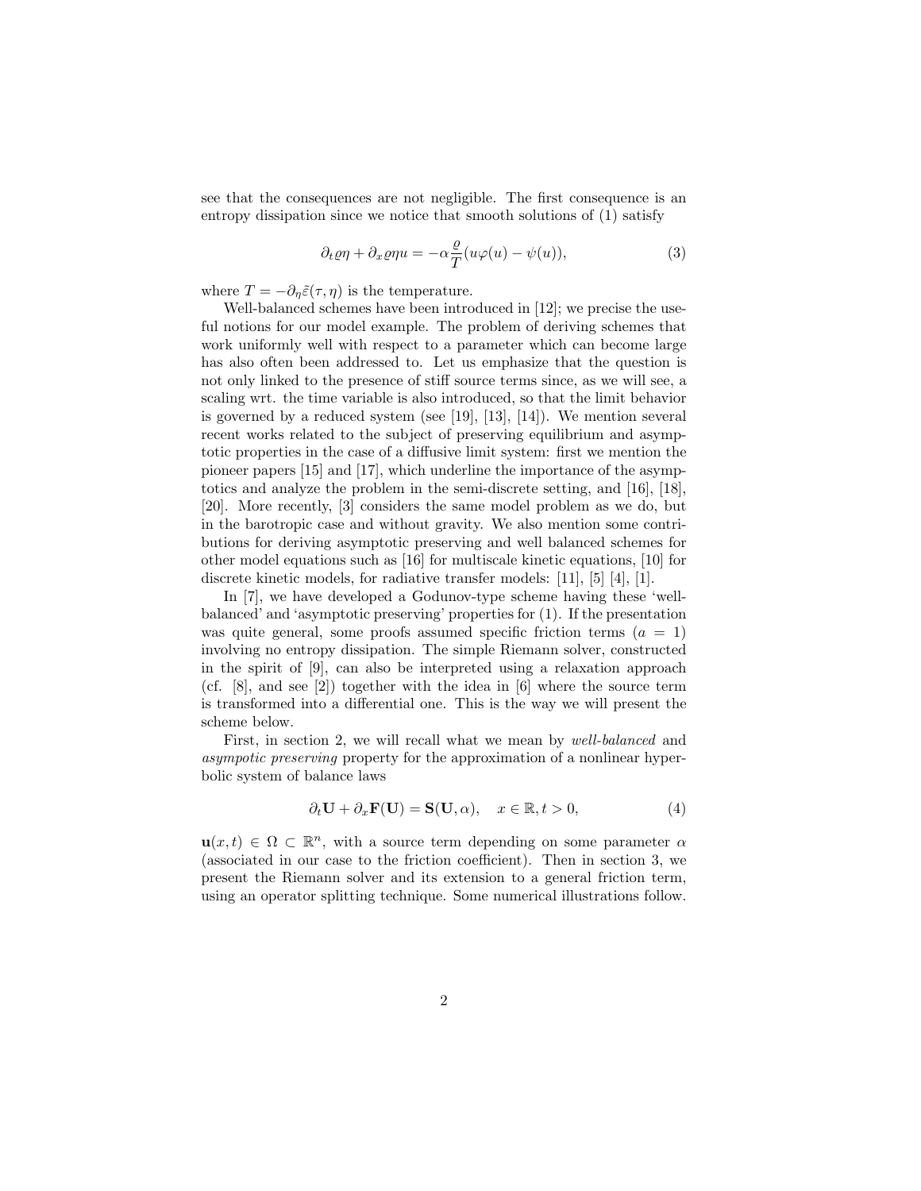see that the consequences are not negligible. The first consequence is an entropy dissipation since we notice that smooth solutions of (1) satisfy

$$\partial_t \varrho\eta + \partial_x \varrho\eta u = -\alpha \frac{\varrho}{T}(u\varphi(u) - \psi(u)), \tag{3}$$

where $T = -\partial_\eta \tilde{\varepsilon}(\tau, \eta)$ is the temperature.

Well-balanced schemes have been introduced in [12]; we precise the useful notions for our model example. The problem of deriving schemes that work uniformly well with respect to a parameter which can become large has also often been addressed to. Let us emphasize that the question is not only linked to the presence of stiff source terms since, as we will see, a scaling wrt. the time variable is also introduced, so that the limit behavior is governed by a reduced system (see [19], [13], [14]). We mention several recent works related to the subject of preserving equilibrium and asymptotic properties in the case of a diffusive limit system: first we mention the pioneer papers [15] and [17], which underline the importance of the asymptotics and analyze the problem in the semi-discrete setting, and [16], [18], [20]. More recently, [3] considers the same model problem as we do, but in the barotropic case and without gravity. We also mention some contributions for deriving asymptotic preserving and well balanced schemes for other model equations such as [16] for multiscale kinetic equations, [10] for discrete kinetic models, for radiative transfer models: [11], [5] [4], [1].

In [7], we have developed a Godunov-type scheme having these 'well-balanced' and 'asymptotic preserving' properties for (1). If the presentation was quite general, some proofs assumed specific friction terms ($a = 1$) involving no entropy dissipation. The simple Riemann solver, constructed in the spirit of [9], can also be interpreted using a relaxation approach (cf. [8], and see [2]) together with the idea in [6] where the source term is transformed into a differential one. This is the way we will present the scheme below.

First, in section 2, we will recall what we mean by *well-balanced* and *asympotic preserving* property for the approximation of a nonlinear hyperbolic system of balance laws

$$\partial_t \mathbf{U} + \partial_x \mathbf{F}(\mathbf{U}) = \mathbf{S}(\mathbf{U}, \alpha), \quad x \in \mathbb{R}, t > 0, \tag{4}$$

$\mathbf{u}(x,t) \in \Omega \subset \mathbb{R}^n$, with a source term depending on some parameter $\alpha$ (associated in our case to the friction coefficient). Then in section 3, we present the Riemann solver and its extension to a general friction term, using an operator splitting technique. Some numerical illustrations follow.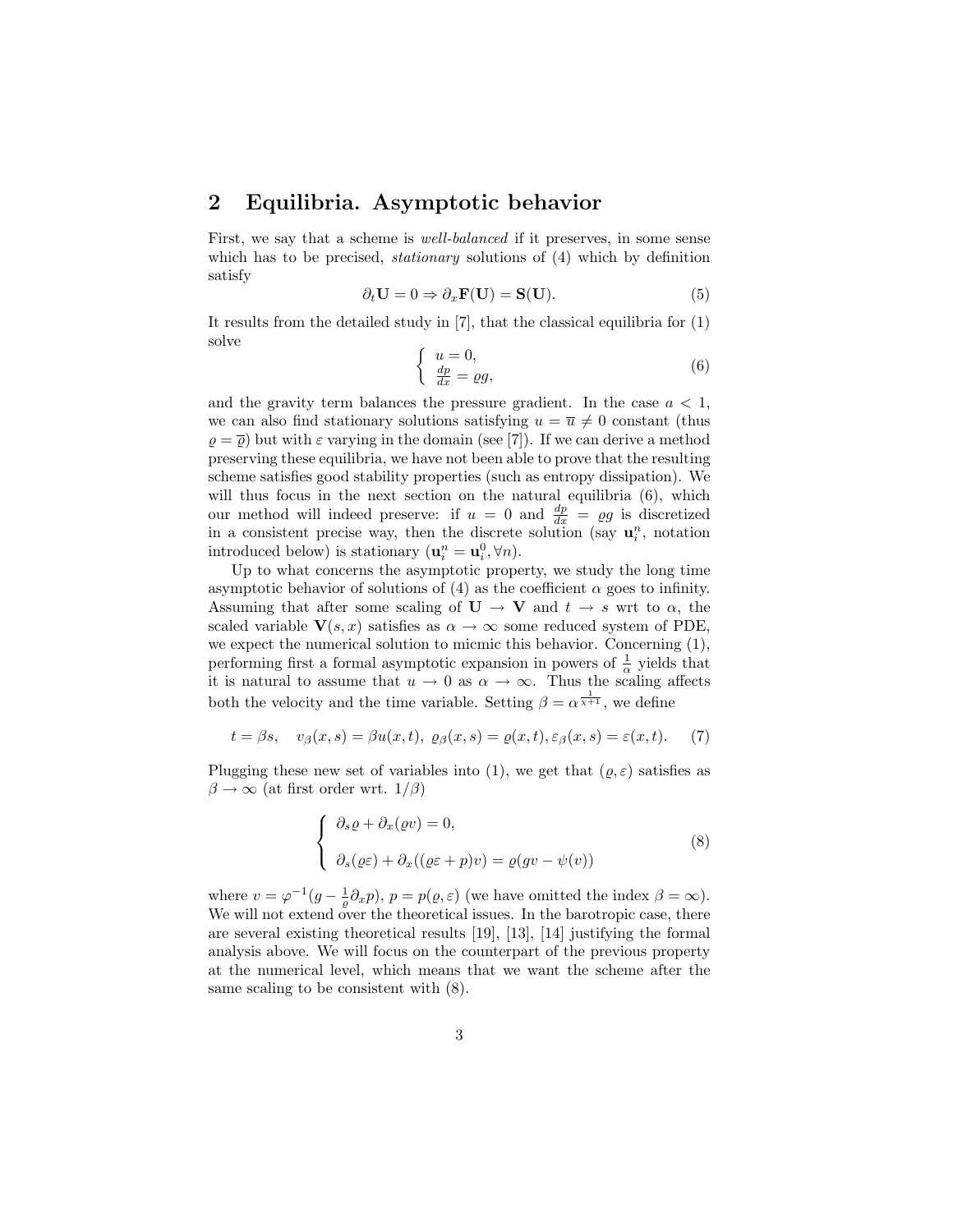## 2 Equilibria. Asymptotic behavior

First, we say that a scheme is *well-balanced* if it preserves, in some sense which has to be precised, *stationary* solutions of (4) which by definition satisfy

$$\partial_t \mathbf{U} = 0 \Rightarrow \partial_x \mathbf{F}(\mathbf{U}) = \mathbf{S}(\mathbf{U}). \tag{5}$$

It results from the detailed study in [7], that the classical equilibria for (1) solve

$$\left\{ \begin{array}{l} u = 0, \\ \frac{dp}{dx} = \varrho g, \end{array} \right. \tag{6}$$

and the gravity term balances the pressure gradient. In the case $a < 1$, we can also find stationary solutions satisfying $u = \overline{u} \neq 0$ constant (thus $\varrho = \overline{\varrho}$) but with $\varepsilon$ varying in the domain (see [7]). If we can derive a method preserving these equilibria, we have not been able to prove that the resulting scheme satisfies good stability properties (such as entropy dissipation). We will thus focus in the next section on the natural equilibria (6), which our method will indeed preserve: if $u = 0$ and $\frac{dp}{dx} = \varrho g$ is discretized in a consistent precise way, then the discrete solution (say $\mathbf{u}_i^n$, notation introduced below) is stationary ($\mathbf{u}_i^n = \mathbf{u}_i^0, \forall n$).

Up to what concerns the asymptotic property, we study the long time asymptotic behavior of solutions of (4) as the coefficient $\alpha$ goes to infinity. Assuming that after some scaling of $\mathbf{U} \to \mathbf{V}$ and $t \to s$ wrt to $\alpha$, the scaled variable $\mathbf{V}(s, x)$ satisfies as $\alpha \to \infty$ some reduced system of PDE, we expect the numerical solution to micmic this behavior. Concerning (1), performing first a formal asymptotic expansion in powers of $\frac{1}{\alpha}$ yields that it is natural to assume that $u \to 0$ as $\alpha \to \infty$. Thus the scaling affects both the velocity and the time variable. Setting $\beta = \alpha^{\frac{1}{\lambda+1}}$, we define

$$t = \beta s, \quad v_\beta(x, s) = \beta u(x, t),\ \varrho_\beta(x, s) = \varrho(x, t), \varepsilon_\beta(x, s) = \varepsilon(x, t). \tag{7}$$

Plugging these new set of variables into (1), we get that $(\varrho, \varepsilon)$ satisfies as $\beta \to \infty$ (at first order wrt. $1/\beta$)

$$\left\{ \begin{array}{l} \partial_s \varrho + \partial_x(\varrho v) = 0, \\ \\ \partial_s(\varrho \varepsilon) + \partial_x((\varrho \varepsilon + p)v) = \varrho(gv - \psi(v)) \end{array} \right. \tag{8}$$

where $v = \varphi^{-1}(g - \frac{1}{\varrho}\partial_x p)$, $p = p(\varrho, \varepsilon)$ (we have omitted the index $\beta = \infty$). We will not extend over the theoretical issues. In the barotropic case, there are several existing theoretical results [19], [13], [14] justifying the formal analysis above. We will focus on the counterpart of the previous property at the numerical level, which means that we want the scheme after the same scaling to be consistent with (8).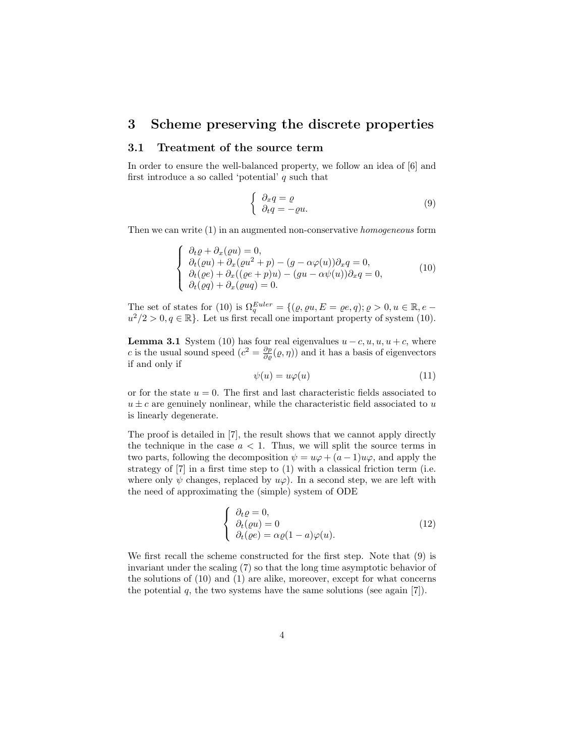## 3 Scheme preserving the discrete properties

### 3.1 Treatment of the source term

In order to ensure the well-balanced property, we follow an idea of [6] and first introduce a so called 'potential' $q$ such that

$$\left\{ \begin{array}{l} \partial_x q = \varrho \\ \partial_t q = -\varrho u. \end{array} \right. \tag{9}$$

Then we can write (1) in an augmented non-conservative *homogeneous* form

$$\left\{ \begin{array}{l} \partial_t \varrho + \partial_x(\varrho u) = 0, \\ \partial_t(\varrho u) + \partial_x(\varrho u^2 + p) - (g - \alpha\varphi(u))\partial_x q = 0, \\ \partial_t(\varrho e) + \partial_x((\varrho e + p)u) - (gu - \alpha\psi(u))\partial_x q = 0, \\ \partial_t(\varrho q) + \partial_x(\varrho u q) = 0. \end{array} \right. \tag{10}$$

The set of states for (10) is $\Omega_q^{Euler} = \{(\varrho, \varrho u, E = \varrho e, q); \varrho > 0, u \in \mathbb{R}, e - u^2/2 > 0, q \in \mathbb{R}\}$. Let us first recall one important property of system (10).

**Lemma 3.1** System (10) has four real eigenvalues $u - c, u, u, u + c$, where $c$ is the usual sound speed ($c^2 = \frac{\partial p}{\partial \varrho}(\varrho, \eta)$) and it has a basis of eigenvectors if and only if

$$\psi(u) = u\varphi(u) \tag{11}$$

or for the state $u = 0$. The first and last characteristic fields associated to $u \pm c$ are genuinely nonlinear, while the characteristic field associated to $u$ is linearly degenerate.

The proof is detailed in [7], the result shows that we cannot apply directly the technique in the case $a < 1$. Thus, we will split the source terms in two parts, following the decomposition $\psi = u\varphi + (a-1)u\varphi$, and apply the strategy of [7] in a first time step to (1) with a classical friction term (i.e. where only $\psi$ changes, replaced by $u\varphi$). In a second step, we are left with the need of approximating the (simple) system of ODE

$$\left\{ \begin{array}{l} \partial_t \varrho = 0, \\ \partial_t(\varrho u) = 0 \\ \partial_t(\varrho e) = \alpha\varrho(1-a)\varphi(u). \end{array} \right. \tag{12}$$

We first recall the scheme constructed for the first step. Note that (9) is invariant under the scaling (7) so that the long time asymptotic behavior of the solutions of (10) and (1) are alike, moreover, except for what concerns the potential $q$, the two systems have the same solutions (see again [7]).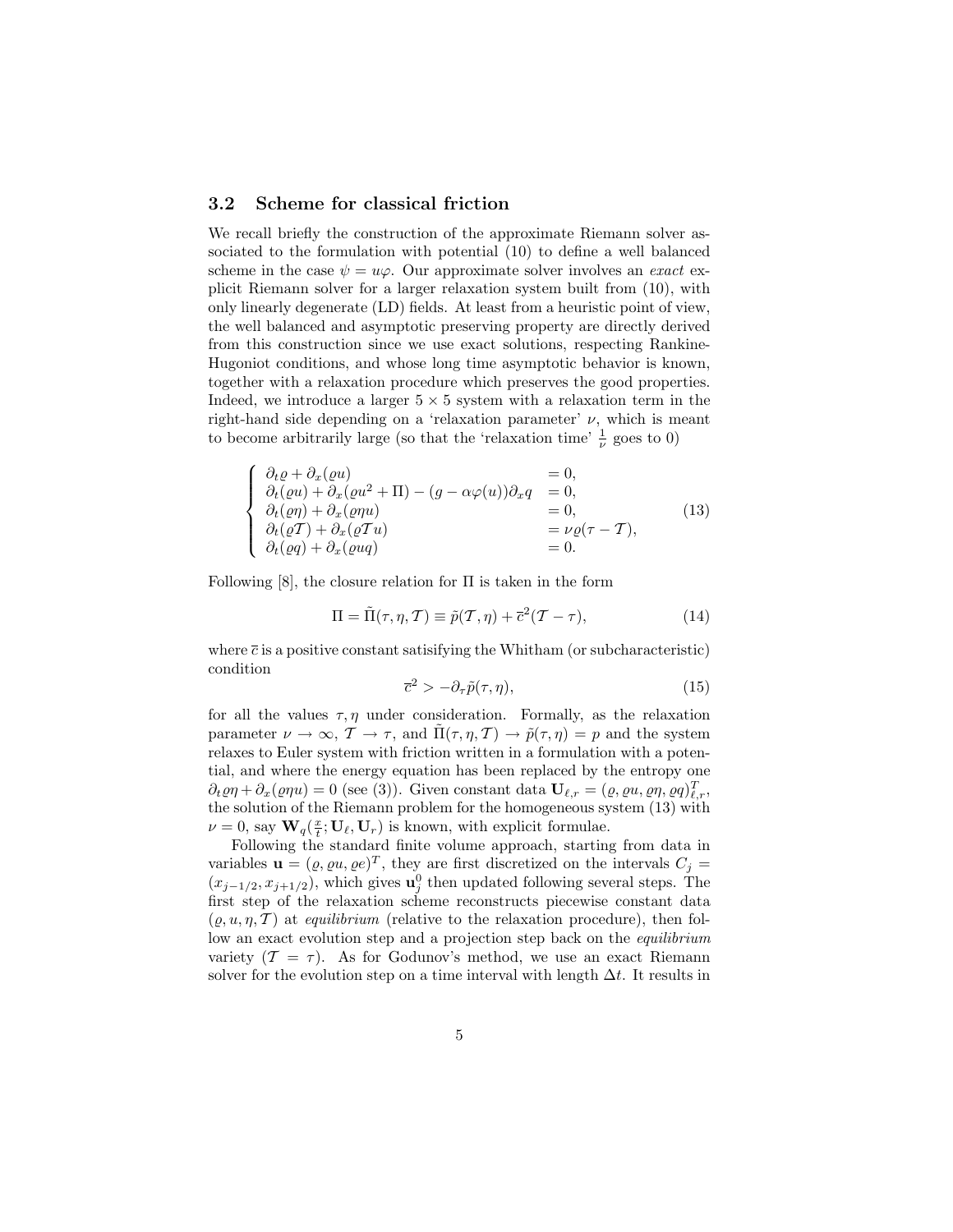### 3.2 Scheme for classical friction

We recall briefly the construction of the approximate Riemann solver associated to the formulation with potential (10) to define a well balanced scheme in the case $\psi = u\varphi$. Our approximate solver involves an *exact* explicit Riemann solver for a larger relaxation system built from (10), with only linearly degenerate (LD) fields. At least from a heuristic point of view, the well balanced and asymptotic preserving property are directly derived from this construction since we use exact solutions, respecting Rankine-Hugoniot conditions, and whose long time asymptotic behavior is known, together with a relaxation procedure which preserves the good properties. Indeed, we introduce a larger $5 \times 5$ system with a relaxation term in the right-hand side depending on a 'relaxation parameter' $\nu$, which is meant to become arbitrarily large (so that the 'relaxation time' $\frac{1}{\nu}$ goes to 0)

$$
\left\{
\begin{array}{ll}
\partial_t \varrho + \partial_x(\varrho u) & = 0, \\
\partial_t(\varrho u) + \partial_x(\varrho u^2 + \Pi) - (g - \alpha\varphi(u))\partial_x q & = 0, \\
\partial_t(\varrho \eta) + \partial_x(\varrho \eta u) & = 0, \\
\partial_t(\varrho \mathcal{T}) + \partial_x(\varrho \mathcal{T} u) & = \nu \varrho(\tau - \mathcal{T}), \\
\partial_t(\varrho q) + \partial_x(\varrho u q) & = 0.
\end{array}
\right.
\tag{13}
$$

Following [8], the closure relation for $\Pi$ is taken in the form

$$
\Pi = \tilde{\Pi}(\tau, \eta, \mathcal{T}) \equiv \tilde{p}(\mathcal{T}, \eta) + \overline{c}^2(\mathcal{T} - \tau), \tag{14}
$$

where $\overline{c}$ is a positive constant satisifying the Whitham (or subcharacteristic) condition

$$
\overline{c}^2 > -\partial_\tau \tilde{p}(\tau, \eta), \tag{15}
$$

for all the values $\tau, \eta$ under consideration. Formally, as the relaxation parameter $\nu \to \infty$, $\mathcal{T} \to \tau$, and $\tilde{\Pi}(\tau, \eta, \mathcal{T}) \to \tilde{p}(\tau, \eta) = p$ and the system relaxes to Euler system with friction written in a formulation with a potential, and where the energy equation has been replaced by the entropy one $\partial_t \varrho\eta + \partial_x(\varrho\eta u) = 0$ (see (3)). Given constant data $\mathbf{U}_{\ell,r} = (\varrho, \varrho u, \varrho\eta, \varrho q)^T_{\ell,r}$, the solution of the Riemann problem for the homogeneous system (13) with $\nu = 0$, say $\mathbf{W}_q(\frac{x}{t}; \mathbf{U}_\ell, \mathbf{U}_r)$ is known, with explicit formulae.

Following the standard finite volume approach, starting from data in variables $\mathbf{u} = (\varrho, \varrho u, \varrho e)^T$, they are first discretized on the intervals $C_j = (x_{j-1/2}, x_{j+1/2})$, which gives $\mathbf{u}_j^0$ then updated following several steps. The first step of the relaxation scheme reconstructs piecewise constant data $(\varrho, u, \eta, \mathcal{T})$ at *equilibrium* (relative to the relaxation procedure), then follow an exact evolution step and a projection step back on the *equilibrium* variety ($\mathcal{T} = \tau$). As for Godunov's method, we use an exact Riemann solver for the evolution step on a time interval with length $\Delta t$. It results in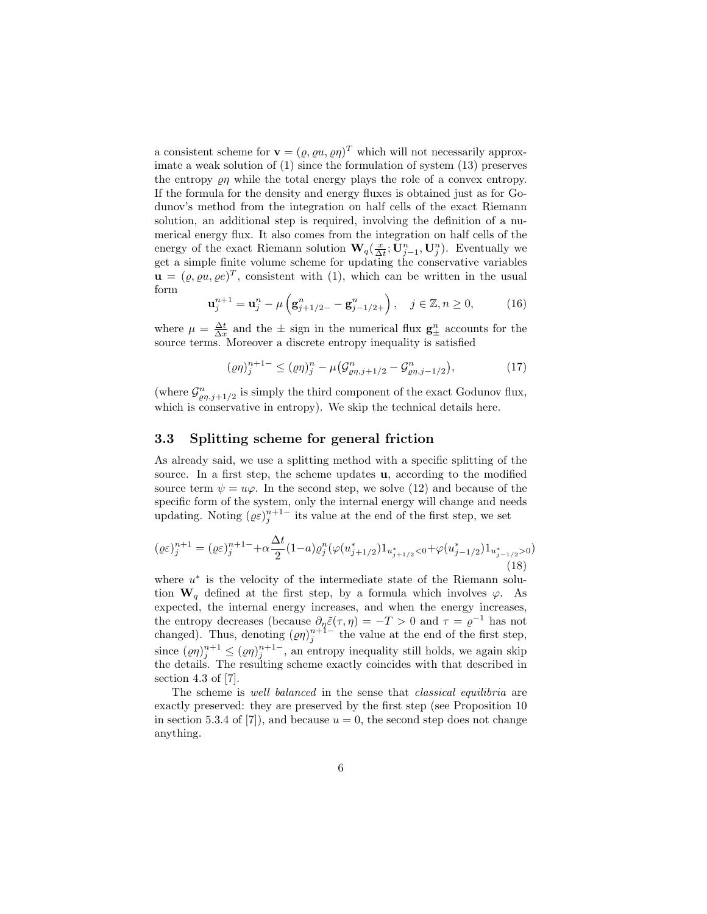a consistent scheme for $\mathbf{v} = (\varrho, \varrho u, \varrho\eta)^T$ which will not necessarily approximate a weak solution of (1) since the formulation of system (13) preserves the entropy $\varrho\eta$ while the total energy plays the role of a convex entropy. If the formula for the density and energy fluxes is obtained just as for Godunov's method from the integration on half cells of the exact Riemann solution, an additional step is required, involving the definition of a numerical energy flux. It also comes from the integration on half cells of the energy of the exact Riemann solution $\mathbf{W}_q(\frac{x}{\Delta t}; \mathbf{U}_{j-1}^n, \mathbf{U}_j^n)$. Eventually we get a simple finite volume scheme for updating the conservative variables $\mathbf{u} = (\varrho, \varrho u, \varrho e)^T$, consistent with (1), which can be written in the usual form

$$\mathbf{u}_j^{n+1} = \mathbf{u}_j^n - \mu\left(\mathbf{g}_{j+1/2-}^n - \mathbf{g}_{j-1/2+}^n\right), \quad j \in \mathbb{Z}, n \geq 0, \tag{16}$$

where $\mu = \frac{\Delta t}{\Delta x}$ and the $\pm$ sign in the numerical flux $\mathbf{g}_\pm^n$ accounts for the source terms. Moreover a discrete entropy inequality is satisfied

$$(\varrho\eta)_j^{n+1-} \leq (\varrho\eta)_j^n - \mu\big(\mathcal{G}_{\varrho\eta,j+1/2}^n - \mathcal{G}_{\varrho\eta,j-1/2}^n\big), \tag{17}$$

(where $\mathcal{G}_{\varrho\eta,j+1/2}^n$ is simply the third component of the exact Godunov flux, which is conservative in entropy). We skip the technical details here.

### 3.3 Splitting scheme for general friction

As already said, we use a splitting method with a specific splitting of the source. In a first step, the scheme updates $\mathbf{u}$, according to the modified source term $\psi = u\varphi$. In the second step, we solve (12) and because of the specific form of the system, only the internal energy will change and needs updating. Noting $(\varrho\varepsilon)_j^{n+1-}$ its value at the end of the first step, we set

$$(\varrho\varepsilon)_j^{n+1} = (\varrho\varepsilon)_j^{n+1-} + \alpha\frac{\Delta t}{2}(1-a)\varrho_j^n(\varphi(u_{j+1/2}^*)1_{u_{j+1/2}^*<0} + \varphi(u_{j-1/2}^*)1_{u_{j-1/2}^*>0}) \tag{18}$$

where $u^*$ is the velocity of the intermediate state of the Riemann solution $\mathbf{W}_q$ defined at the first step, by a formula which involves $\varphi$. As expected, the internal energy increases, and when the energy increases, the entropy decreases (because $\partial_\eta\tilde{\varepsilon}(\tau,\eta) = -T > 0$ and $\tau = \varrho^{-1}$ has not changed). Thus, denoting $(\varrho\eta)_j^{n+1-}$ the value at the end of the first step, since $(\varrho\eta)_j^{n+1} \leq (\varrho\eta)_j^{n+1-}$, an entropy inequality still holds, we again skip the details. The resulting scheme exactly coincides with that described in section 4.3 of [7].

The scheme is *well balanced* in the sense that *classical equilibria* are exactly preserved: they are preserved by the first step (see Proposition 10 in section 5.3.4 of [7]), and because $u = 0$, the second step does not change anything.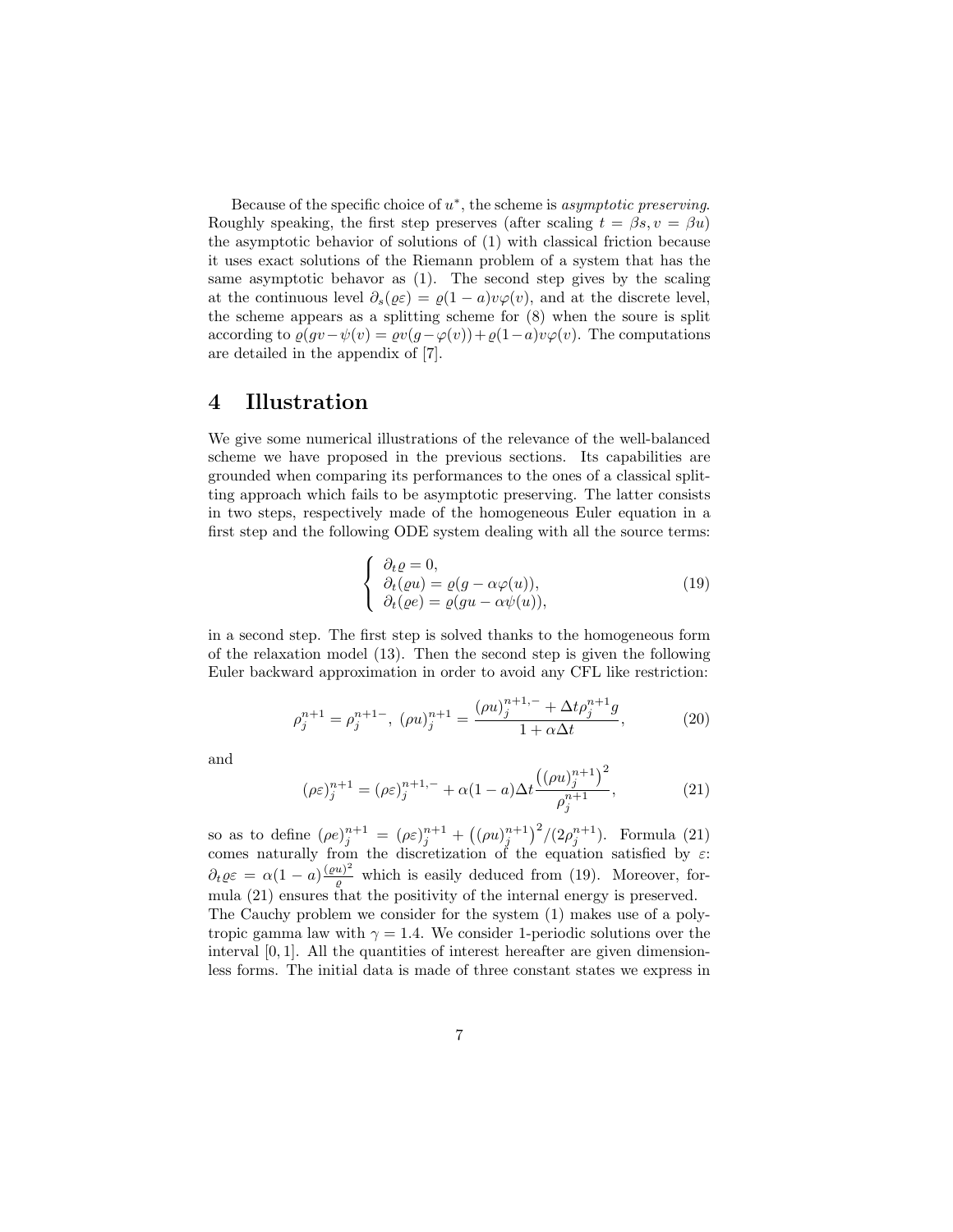Because of the specific choice of $u^*$, the scheme is *asymptotic preserving*. Roughly speaking, the first step preserves (after scaling $t = \beta s, v = \beta u$) the asymptotic behavior of solutions of (1) with classical friction because it uses exact solutions of the Riemann problem of a system that has the same asymptotic behavor as (1). The second step gives by the scaling at the continuous level $\partial_s(\varrho\varepsilon) = \varrho(1-a)v\varphi(v)$, and at the discrete level, the scheme appears as a splitting scheme for (8) when the soure is split according to $\varrho(gv - \psi(v) = \varrho v(g - \varphi(v)) + \varrho(1-a)v\varphi(v)$. The computations are detailed in the appendix of [7].

# 4 Illustration

We give some numerical illustrations of the relevance of the well-balanced scheme we have proposed in the previous sections. Its capabilities are grounded when comparing its performances to the ones of a classical splitting approach which fails to be asymptotic preserving. The latter consists in two steps, respectively made of the homogeneous Euler equation in a first step and the following ODE system dealing with all the source terms:

$$
\left\{
\begin{array}{l}
\partial_t \varrho = 0, \\
\partial_t(\varrho u) = \varrho(g - \alpha\varphi(u)), \\
\partial_t(\varrho e) = \varrho(gu - \alpha\psi(u)),
\end{array}
\right.
\tag{19}
$$

in a second step. The first step is solved thanks to the homogeneous form of the relaxation model (13). Then the second step is given the following Euler backward approximation in order to avoid any CFL like restriction:

$$
\rho_j^{n+1} = \rho_j^{n+1-}, \ (\rho u)_j^{n+1} = \frac{(\rho u)_j^{n+1,-} + \Delta t \rho_j^{n+1} g}{1 + \alpha \Delta t},
\tag{20}
$$

and

$$
(\rho\varepsilon)_j^{n+1} = (\rho\varepsilon)_j^{n+1,-} + \alpha(1-a)\Delta t \frac{\left((\rho u)_j^{n+1}\right)^2}{\rho_j^{n+1}},
\tag{21}
$$

so as to define $(\rho e)_j^{n+1} = (\rho\varepsilon)_j^{n+1} + \left((\rho u)_j^{n+1}\right)^2 / (2\rho_j^{n+1})$. Formula (21) comes naturally from the discretization of the equation satisfied by $\varepsilon$: $\partial_t \varrho\varepsilon = \alpha(1-a)\frac{(\varrho u)^2}{\varrho}$ which is easily deduced from (19). Moreover, formula (21) ensures that the positivity of the internal energy is preserved.
The Cauchy problem we consider for the system (1) makes use of a polytropic gamma law with $\gamma = 1.4$. We consider 1-periodic solutions over the interval $[0, 1]$. All the quantities of interest hereafter are given dimensionless forms. The initial data is made of three constant states we express in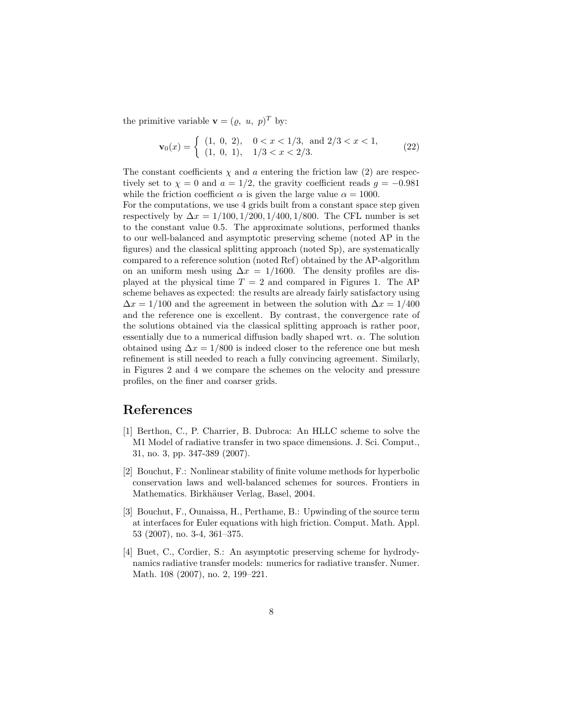the primitive variable $\mathbf{v} = (\varrho,\ u,\ p)^T$ by:

$$\mathbf{v}_0(x) = \begin{cases} (1,\ 0,\ 2), & 0 < x < 1/3, \ \text{and } 2/3 < x < 1, \\ (1,\ 0,\ 1), & 1/3 < x < 2/3. \end{cases} \tag{22}$$

The constant coefficients $\chi$ and $a$ entering the friction law (2) are respectively set to $\chi = 0$ and $a = 1/2$, the gravity coefficient reads $g = -0.981$ while the friction coefficient $\alpha$ is given the large value $\alpha = 1000$.
For the computations, we use 4 grids built from a constant space step given respectively by $\Delta x = 1/100, 1/200, 1/400, 1/800$. The CFL number is set to the constant value 0.5. The approximate solutions, performed thanks to our well-balanced and asymptotic preserving scheme (noted AP in the figures) and the classical splitting approach (noted Sp), are systematically compared to a reference solution (noted Ref) obtained by the AP-algorithm on an uniform mesh using $\Delta x = 1/1600$. The density profiles are displayed at the physical time $T = 2$ and compared in Figures 1. The AP scheme behaves as expected: the results are already fairly satisfactory using $\Delta x = 1/100$ and the agreement in between the solution with $\Delta x = 1/400$ and the reference one is excellent. By contrast, the convergence rate of the solutions obtained via the classical splitting approach is rather poor, essentially due to a numerical diffusion badly shaped wrt. $\alpha$. The solution obtained using $\Delta x = 1/800$ is indeed closer to the reference one but mesh refinement is still needed to reach a fully convincing agreement. Similarly, in Figures 2 and 4 we compare the schemes on the velocity and pressure profiles, on the finer and coarser grids.

# References

[1] Berthon, C., P. Charrier, B. Dubroca: An HLLC scheme to solve the M1 Model of radiative transfer in two space dimensions. J. Sci. Comput., 31, no. 3, pp. 347-389 (2007).

[2] Bouchut, F.: Nonlinear stability of finite volume methods for hyperbolic conservation laws and well-balanced schemes for sources. Frontiers in Mathematics. Birkhäuser Verlag, Basel, 2004.

[3] Bouchut, F., Ounaissa, H., Perthame, B.: Upwinding of the source term at interfaces for Euler equations with high friction. Comput. Math. Appl. 53 (2007), no. 3-4, 361–375.

[4] Buet, C., Cordier, S.: An asymptotic preserving scheme for hydrodynamics radiative transfer models: numerics for radiative transfer. Numer. Math. 108 (2007), no. 2, 199–221.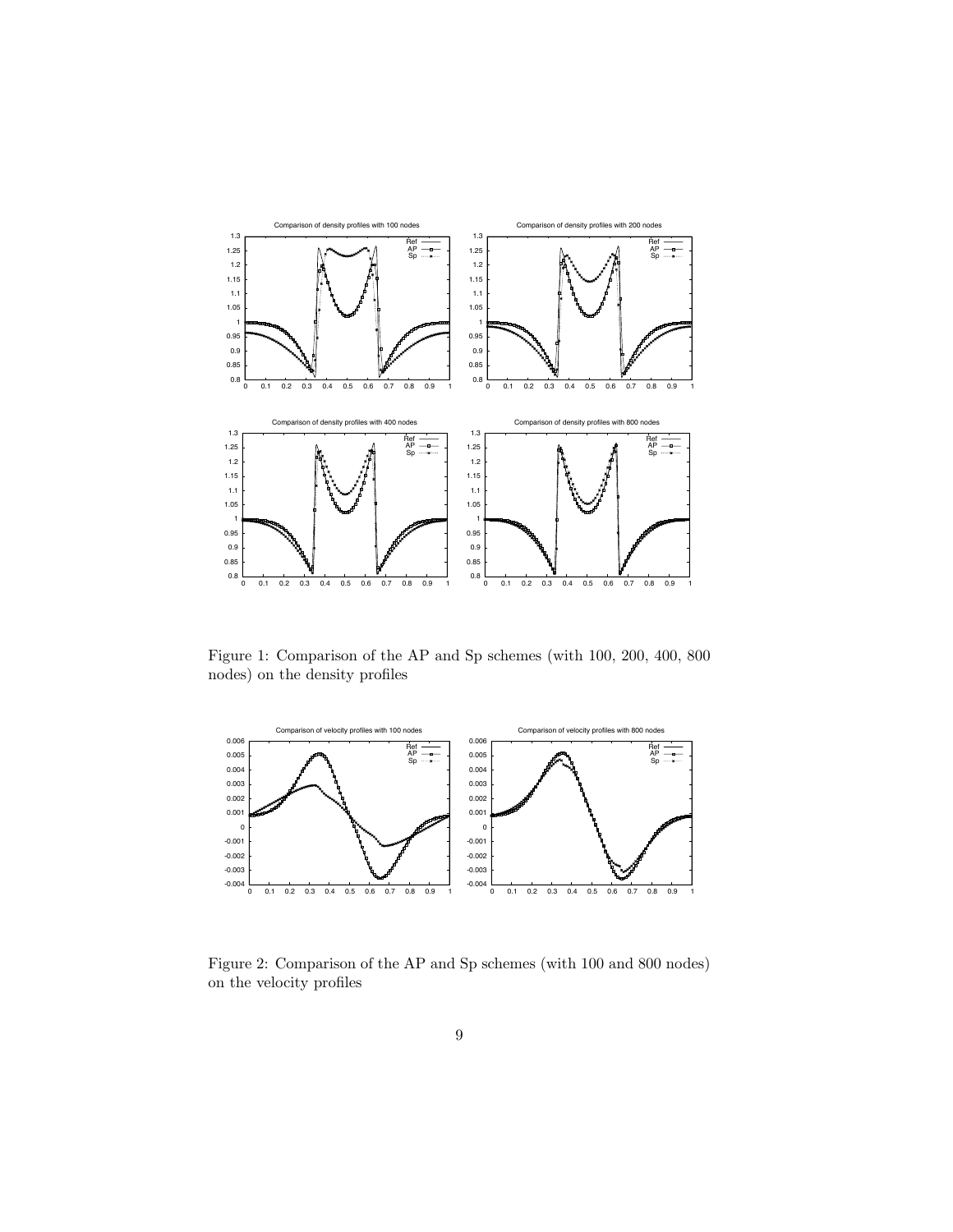Figure 1: Comparison of the AP and Sp schemes (with 100, 200, 400, 800 nodes) on the density profiles

Figure 2: Comparison of the AP and Sp schemes (with 100 and 800 nodes) on the velocity profiles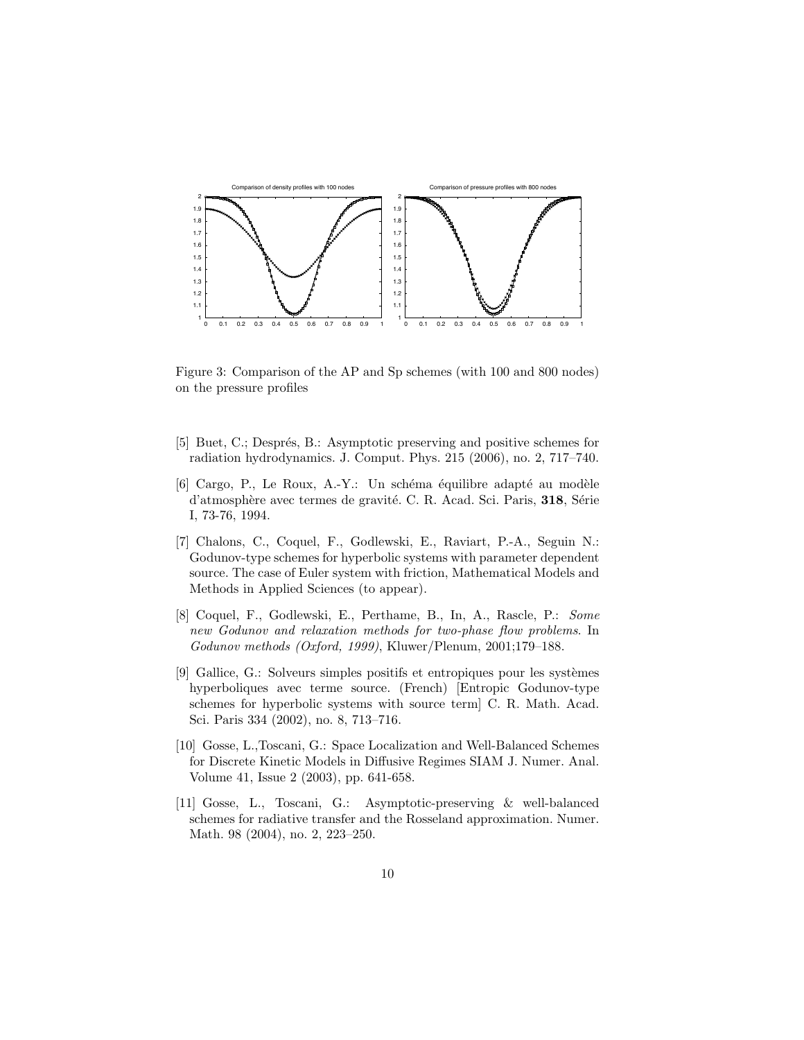Figure 3: Comparison of the AP and Sp schemes (with 100 and 800 nodes) on the pressure profiles

[5] Buet, C.; Després, B.: Asymptotic preserving and positive schemes for radiation hydrodynamics. J. Comput. Phys. 215 (2006), no. 2, 717–740.

[6] Cargo, P., Le Roux, A.-Y.: Un schéma équilibre adapté au modèle d'atmosphère avec termes de gravité. C. R. Acad. Sci. Paris, **318**, Série I, 73-76, 1994.

[7] Chalons, C., Coquel, F., Godlewski, E., Raviart, P.-A., Seguin N.: Godunov-type schemes for hyperbolic systems with parameter dependent source. The case of Euler system with friction, Mathematical Models and Methods in Applied Sciences (to appear).

[8] Coquel, F., Godlewski, E., Perthame, B., In, A., Rascle, P.: *Some new Godunov and relaxation methods for two-phase flow problems*. In *Godunov methods (Oxford, 1999)*, Kluwer/Plenum, 2001;179–188.

[9] Gallice, G.: Solveurs simples positifs et entropiques pour les systèmes hyperboliques avec terme source. (French) [Entropic Godunov-type schemes for hyperbolic systems with source term] C. R. Math. Acad. Sci. Paris 334 (2002), no. 8, 713–716.

[10] Gosse, L.,Toscani, G.: Space Localization and Well-Balanced Schemes for Discrete Kinetic Models in Diffusive Regimes SIAM J. Numer. Anal. Volume 41, Issue 2 (2003), pp. 641-658.

[11] Gosse, L., Toscani, G.: Asymptotic-preserving & well-balanced schemes for radiative transfer and the Rosseland approximation. Numer. Math. 98 (2004), no. 2, 223–250.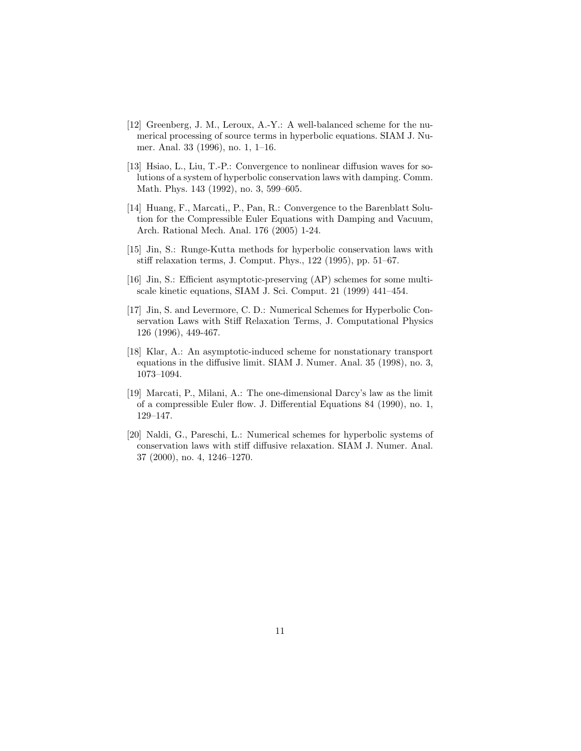[12] Greenberg, J. M., Leroux, A.-Y.: A well-balanced scheme for the numerical processing of source terms in hyperbolic equations. SIAM J. Numer. Anal. 33 (1996), no. 1, 1–16.

[13] Hsiao, L., Liu, T.-P.: Convergence to nonlinear diffusion waves for solutions of a system of hyperbolic conservation laws with damping. Comm. Math. Phys. 143 (1992), no. 3, 599–605.

[14] Huang, F., Marcati,, P., Pan, R.: Convergence to the Barenblatt Solution for the Compressible Euler Equations with Damping and Vacuum, Arch. Rational Mech. Anal. 176 (2005) 1-24.

[15] Jin, S.: Runge-Kutta methods for hyperbolic conservation laws with stiff relaxation terms, J. Comput. Phys., 122 (1995), pp. 51–67.

[16] Jin, S.: Efficient asymptotic-preserving (AP) schemes for some multiscale kinetic equations, SIAM J. Sci. Comput. 21 (1999) 441–454.

[17] Jin, S. and Levermore, C. D.: Numerical Schemes for Hyperbolic Conservation Laws with Stiff Relaxation Terms, J. Computational Physics 126 (1996), 449-467.

[18] Klar, A.: An asymptotic-induced scheme for nonstationary transport equations in the diffusive limit. SIAM J. Numer. Anal. 35 (1998), no. 3, 1073–1094.

[19] Marcati, P., Milani, A.: The one-dimensional Darcy's law as the limit of a compressible Euler flow. J. Differential Equations 84 (1990), no. 1, 129–147.

[20] Naldi, G., Pareschi, L.: Numerical schemes for hyperbolic systems of conservation laws with stiff diffusive relaxation. SIAM J. Numer. Anal. 37 (2000), no. 4, 1246–1270.